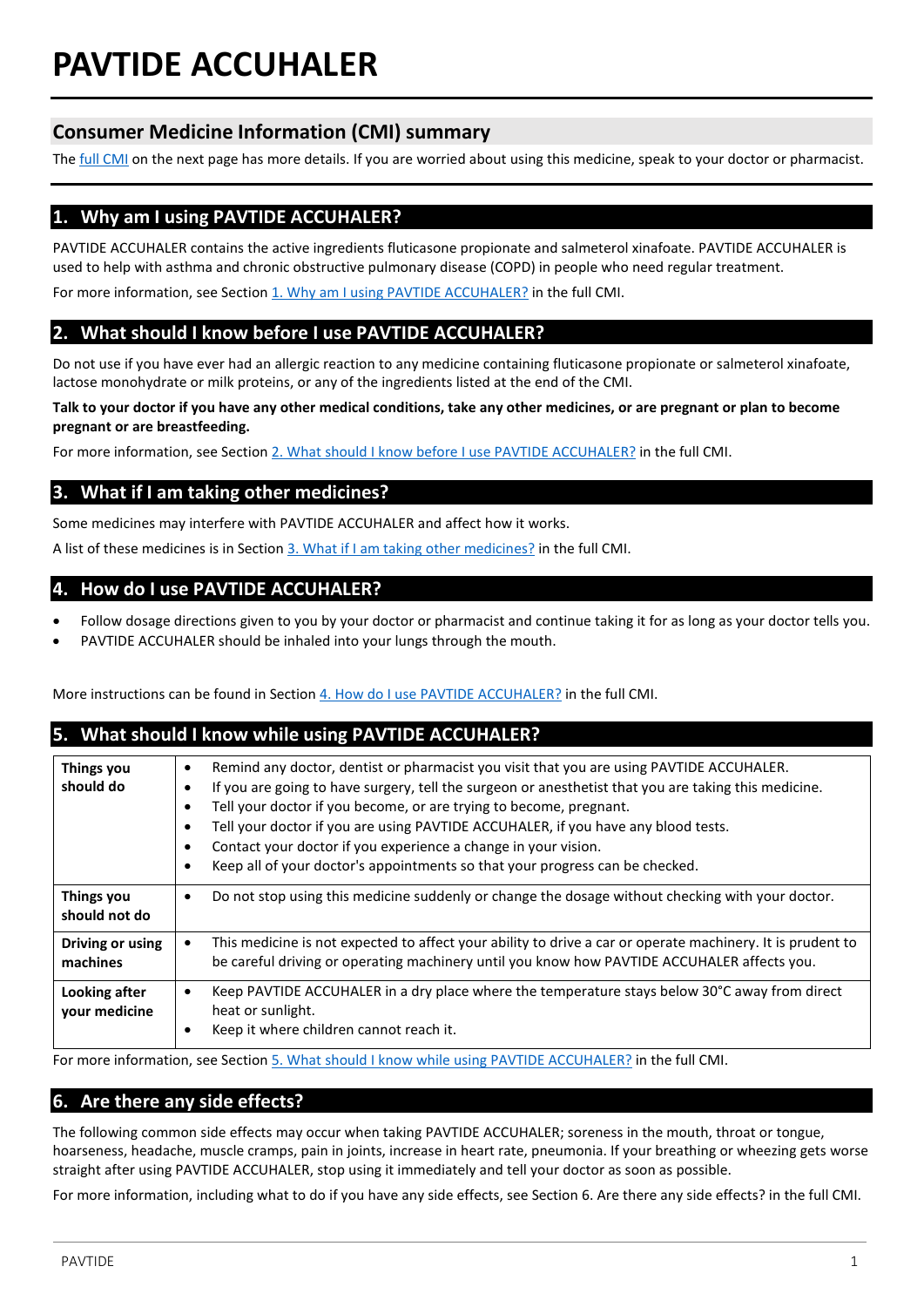# PAVTIDE ACCUHALER

## Consumer Medicine Information (CMI) summary

The full CMI on the next page has more details. If you are worried about using this medicine, speak to your doctor or pharmacist.

## 1. Why am I using PAVTIDE ACCUHALER?

PAVTIDE ACCUHALER contains the active ingredients fluticasone propionate and salmeterol xinafoate. PAVTIDE ACCUHALER is used to help with asthma and chronic obstructive pulmonary disease (COPD) in people who need regular treatment.

For more information, see Section 1. Why am I using PAVTIDE ACCUHALER? in the full CMI.

## 2. What should I know before I use PAVTIDE ACCUHALER?

Do not use if you have ever had an allergic reaction to any medicine containing fluticasone propionate or salmeterol xinafoate, lactose monohydrate or milk proteins, or any of the ingredients listed at the end of the CMI.

**Talk to your doctor if you have any other medical conditions, take any other medicines, or are pregnant or plan to become pregnant or are breastfeeding.**

For more information, see Section 2. What should I know before I use PAVTIDE ACCUHALER? in the full CMI.

## 3. What if I am taking other medicines?

Some medicines may interfere with PAVTIDE ACCUHALER and affect how it works.

A list of these medicines is in Section 3. What if I am taking other medicines? in the full CMI.

## 4. How do I use PAVTIDE ACCUHALER?

- Follow dosage directions given to you by your doctor or pharmacist and continue taking it for as long as your doctor tells you.
- PAVTIDE ACCUHALER should be inhaled into your lungs through the mouth.

More instructions can be found in Section 4. How do I use PAVTIDE ACCUHALER? in the full CMI.

## 5. What should I know while using PAVTIDE ACCUHALER?

| | |
|---|---|
| **Things you should do** | • Remind any doctor, dentist or pharmacist you visit that you are using PAVTIDE ACCUHALER.<br>• If you are going to have surgery, tell the surgeon or anesthetist that you are taking this medicine.<br>• Tell your doctor if you become, or are trying to become, pregnant.<br>• Tell your doctor if you are using PAVTIDE ACCUHALER, if you have any blood tests.<br>• Contact your doctor if you experience a change in your vision.<br>• Keep all of your doctor's appointments so that your progress can be checked. |
| **Things you should not do** | • Do not stop using this medicine suddenly or change the dosage without checking with your doctor. |
| **Driving or using machines** | • This medicine is not expected to affect your ability to drive a car or operate machinery. It is prudent to be careful driving or operating machinery until you know how PAVTIDE ACCUHALER affects you. |
| **Looking after your medicine** | • Keep PAVTIDE ACCUHALER in a dry place where the temperature stays below 30°C away from direct heat or sunlight.<br>• Keep it where children cannot reach it. |

For more information, see Section 5. What should I know while using PAVTIDE ACCUHALER? in the full CMI.

## 6. Are there any side effects?

The following common side effects may occur when taking PAVTIDE ACCUHALER; soreness in the mouth, throat or tongue, hoarseness, headache, muscle cramps, pain in joints, increase in heart rate, pneumonia. If your breathing or wheezing gets worse straight after using PAVTIDE ACCUHALER, stop using it immediately and tell your doctor as soon as possible.

For more information, including what to do if you have any side effects, see Section 6. Are there any side effects? in the full CMI.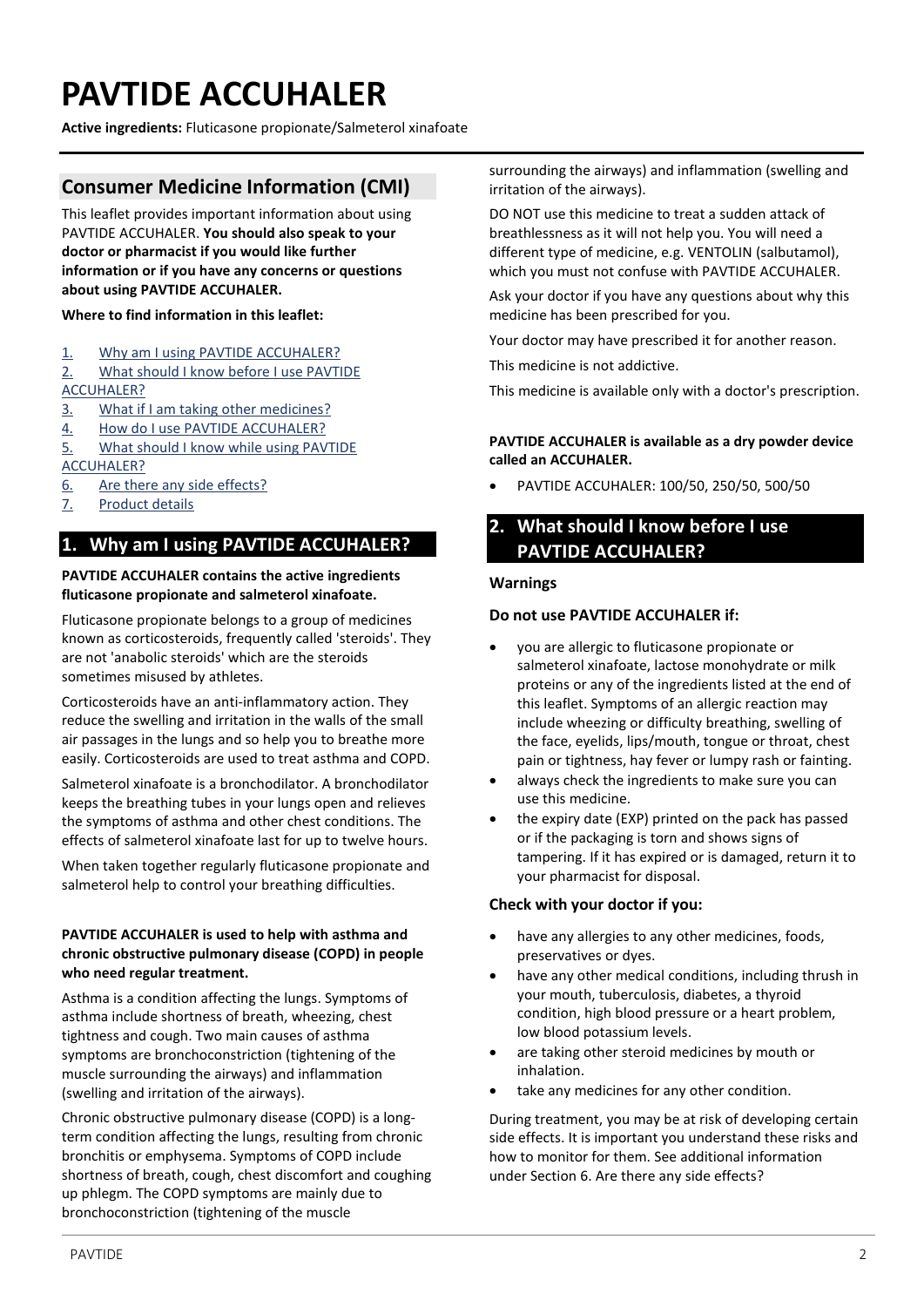# PAVTIDE ACCUHALER

**Active ingredients:** Fluticasone propionate/Salmeterol xinafoate

## Consumer Medicine Information (CMI)

This leaflet provides important information about using PAVTIDE ACCUHALER. **You should also speak to your doctor or pharmacist if you would like further information or if you have any concerns or questions about using PAVTIDE ACCUHALER.**

**Where to find information in this leaflet:**

1. Why am I using PAVTIDE ACCUHALER?
2. What should I know before I use PAVTIDE ACCUHALER?
3. What if I am taking other medicines?
4. How do I use PAVTIDE ACCUHALER?
5. What should I know while using PAVTIDE ACCUHALER?
6. Are there any side effects?
7. Product details

## 1. Why am I using PAVTIDE ACCUHALER?

**PAVTIDE ACCUHALER contains the active ingredients fluticasone propionate and salmeterol xinafoate.**

Fluticasone propionate belongs to a group of medicines known as corticosteroids, frequently called 'steroids'. They are not 'anabolic steroids' which are the steroids sometimes misused by athletes.

Corticosteroids have an anti-inflammatory action. They reduce the swelling and irritation in the walls of the small air passages in the lungs and so help you to breathe more easily. Corticosteroids are used to treat asthma and COPD.

Salmeterol xinafoate is a bronchodilator. A bronchodilator keeps the breathing tubes in your lungs open and relieves the symptoms of asthma and other chest conditions. The effects of salmeterol xinafoate last for up to twelve hours.

When taken together regularly fluticasone propionate and salmeterol help to control your breathing difficulties.

**PAVTIDE ACCUHALER is used to help with asthma and chronic obstructive pulmonary disease (COPD) in people who need regular treatment.**

Asthma is a condition affecting the lungs. Symptoms of asthma include shortness of breath, wheezing, chest tightness and cough. Two main causes of asthma symptoms are bronchoconstriction (tightening of the muscle surrounding the airways) and inflammation (swelling and irritation of the airways).

Chronic obstructive pulmonary disease (COPD) is a long-term condition affecting the lungs, resulting from chronic bronchitis or emphysema. Symptoms of COPD include shortness of breath, cough, chest discomfort and coughing up phlegm. The COPD symptoms are mainly due to bronchoconstriction (tightening of the muscle surrounding the airways) and inflammation (swelling and irritation of the airways).

DO NOT use this medicine to treat a sudden attack of breathlessness as it will not help you. You will need a different type of medicine, e.g. VENTOLIN (salbutamol), which you must not confuse with PAVTIDE ACCUHALER.

Ask your doctor if you have any questions about why this medicine has been prescribed for you.

Your doctor may have prescribed it for another reason.

This medicine is not addictive.

This medicine is available only with a doctor's prescription.

**PAVTIDE ACCUHALER is available as a dry powder device called an ACCUHALER.**

- PAVTIDE ACCUHALER: 100/50, 250/50, 500/50

## 2. What should I know before I use PAVTIDE ACCUHALER?

### Warnings

### Do not use PAVTIDE ACCUHALER if:

- you are allergic to fluticasone propionate or salmeterol xinafoate, lactose monohydrate or milk proteins or any of the ingredients listed at the end of this leaflet. Symptoms of an allergic reaction may include wheezing or difficulty breathing, swelling of the face, eyelids, lips/mouth, tongue or throat, chest pain or tightness, hay fever or lumpy rash or fainting.
- always check the ingredients to make sure you can use this medicine.
- the expiry date (EXP) printed on the pack has passed or if the packaging is torn and shows signs of tampering. If it has expired or is damaged, return it to your pharmacist for disposal.

### Check with your doctor if you:

- have any allergies to any other medicines, foods, preservatives or dyes.
- have any other medical conditions, including thrush in your mouth, tuberculosis, diabetes, a thyroid condition, high blood pressure or a heart problem, low blood potassium levels.
- are taking other steroid medicines by mouth or inhalation.
- take any medicines for any other condition.

During treatment, you may be at risk of developing certain side effects. It is important you understand these risks and how to monitor for them. See additional information under Section 6. Are there any side effects?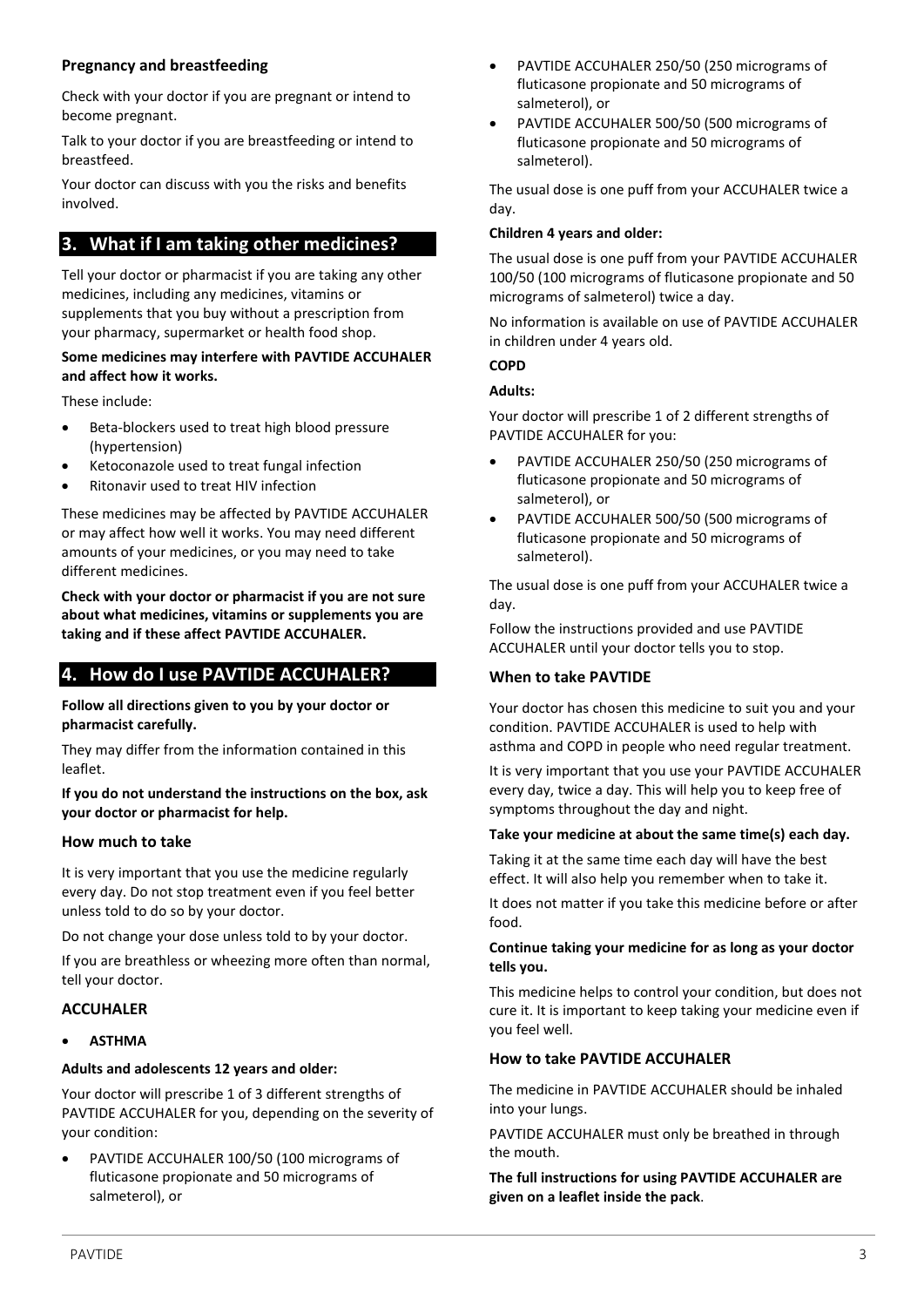### Pregnancy and breastfeeding

Check with your doctor if you are pregnant or intend to become pregnant.

Talk to your doctor if you are breastfeeding or intend to breastfeed.

Your doctor can discuss with you the risks and benefits involved.

## 3. What if I am taking other medicines?

Tell your doctor or pharmacist if you are taking any other medicines, including any medicines, vitamins or supplements that you buy without a prescription from your pharmacy, supermarket or health food shop.

**Some medicines may interfere with PAVTIDE ACCUHALER and affect how it works.**

These include:

- Beta-blockers used to treat high blood pressure (hypertension)
- Ketoconazole used to treat fungal infection
- Ritonavir used to treat HIV infection

These medicines may be affected by PAVTIDE ACCUHALER or may affect how well it works. You may need different amounts of your medicines, or you may need to take different medicines.

**Check with your doctor or pharmacist if you are not sure about what medicines, vitamins or supplements you are taking and if these affect PAVTIDE ACCUHALER.**

## 4. How do I use PAVTIDE ACCUHALER?

**Follow all directions given to you by your doctor or pharmacist carefully.**

They may differ from the information contained in this leaflet.

**If you do not understand the instructions on the box, ask your doctor or pharmacist for help.**

### How much to take

It is very important that you use the medicine regularly every day. Do not stop treatment even if you feel better unless told to do so by your doctor.

Do not change your dose unless told to by your doctor.

If you are breathless or wheezing more often than normal, tell your doctor.

### ACCUHALER

- **ASTHMA**

**Adults and adolescents 12 years and older:**

Your doctor will prescribe 1 of 3 different strengths of PAVTIDE ACCUHALER for you, depending on the severity of your condition:

- PAVTIDE ACCUHALER 100/50 (100 micrograms of fluticasone propionate and 50 micrograms of salmeterol), or
- PAVTIDE ACCUHALER 250/50 (250 micrograms of fluticasone propionate and 50 micrograms of salmeterol), or
- PAVTIDE ACCUHALER 500/50 (500 micrograms of fluticasone propionate and 50 micrograms of salmeterol).

The usual dose is one puff from your ACCUHALER twice a day.

**Children 4 years and older:**

The usual dose is one puff from your PAVTIDE ACCUHALER 100/50 (100 micrograms of fluticasone propionate and 50 micrograms of salmeterol) twice a day.

No information is available on use of PAVTIDE ACCUHALER in children under 4 years old.

**COPD**

**Adults:**

Your doctor will prescribe 1 of 2 different strengths of PAVTIDE ACCUHALER for you:

- PAVTIDE ACCUHALER 250/50 (250 micrograms of fluticasone propionate and 50 micrograms of salmeterol), or
- PAVTIDE ACCUHALER 500/50 (500 micrograms of fluticasone propionate and 50 micrograms of salmeterol).

The usual dose is one puff from your ACCUHALER twice a day.

Follow the instructions provided and use PAVTIDE ACCUHALER until your doctor tells you to stop.

### When to take PAVTIDE

Your doctor has chosen this medicine to suit you and your condition. PAVTIDE ACCUHALER is used to help with asthma and COPD in people who need regular treatment.

It is very important that you use your PAVTIDE ACCUHALER every day, twice a day. This will help you to keep free of symptoms throughout the day and night.

**Take your medicine at about the same time(s) each day.**

Taking it at the same time each day will have the best effect. It will also help you remember when to take it.

It does not matter if you take this medicine before or after food.

**Continue taking your medicine for as long as your doctor tells you.**

This medicine helps to control your condition, but does not cure it. It is important to keep taking your medicine even if you feel well.

### How to take PAVTIDE ACCUHALER

The medicine in PAVTIDE ACCUHALER should be inhaled into your lungs.

PAVTIDE ACCUHALER must only be breathed in through the mouth.

**The full instructions for using PAVTIDE ACCUHALER are given on a leaflet inside the pack**.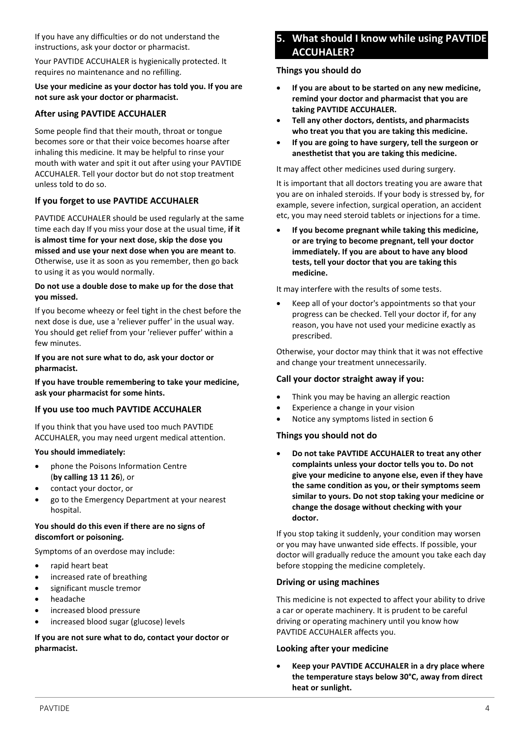If you have any difficulties or do not understand the instructions, ask your doctor or pharmacist.

Your PAVTIDE ACCUHALER is hygienically protected. It requires no maintenance and no refilling.

**Use your medicine as your doctor has told you. If you are not sure ask your doctor or pharmacist.**

### After using PAVTIDE ACCUHALER

Some people find that their mouth, throat or tongue becomes sore or that their voice becomes hoarse after inhaling this medicine. It may be helpful to rinse your mouth with water and spit it out after using your PAVTIDE ACCUHALER. Tell your doctor but do not stop treatment unless told to do so.

### If you forget to use PAVTIDE ACCUHALER

PAVTIDE ACCUHALER should be used regularly at the same time each day If you miss your dose at the usual time, **if it is almost time for your next dose, skip the dose you missed and use your next dose when you are meant to**. Otherwise, use it as soon as you remember, then go back to using it as you would normally.

**Do not use a double dose to make up for the dose that you missed.**

If you become wheezy or feel tight in the chest before the next dose is due, use a 'reliever puffer' in the usual way. You should get relief from your 'reliever puffer' within a few minutes.

**If you are not sure what to do, ask your doctor or pharmacist.**

**If you have trouble remembering to take your medicine, ask your pharmacist for some hints.**

### If you use too much PAVTIDE ACCUHALER

If you think that you have used too much PAVTIDE ACCUHALER, you may need urgent medical attention.

**You should immediately:**

- phone the Poisons Information Centre (**by calling 13 11 26**), or
- contact your doctor, or
- go to the Emergency Department at your nearest hospital.

**You should do this even if there are no signs of discomfort or poisoning.**

Symptoms of an overdose may include:

- rapid heart beat
- increased rate of breathing
- significant muscle tremor
- headache
- increased blood pressure
- increased blood sugar (glucose) levels

**If you are not sure what to do, contact your doctor or pharmacist.**

## 5. What should I know while using PAVTIDE ACCUHALER?

### Things you should do

- **If you are about to be started on any new medicine, remind your doctor and pharmacist that you are taking PAVTIDE ACCUHALER.**
- **Tell any other doctors, dentists, and pharmacists who treat you that you are taking this medicine.**
- **If you are going to have surgery, tell the surgeon or anesthetist that you are taking this medicine.**

It may affect other medicines used during surgery.

It is important that all doctors treating you are aware that you are on inhaled steroids. If your body is stressed by, for example, severe infection, surgical operation, an accident etc, you may need steroid tablets or injections for a time.

- **If you become pregnant while taking this medicine, or are trying to become pregnant, tell your doctor immediately. If you are about to have any blood tests, tell your doctor that you are taking this medicine.**

It may interfere with the results of some tests.

- Keep all of your doctor's appointments so that your progress can be checked. Tell your doctor if, for any reason, you have not used your medicine exactly as prescribed.

Otherwise, your doctor may think that it was not effective and change your treatment unnecessarily.

### Call your doctor straight away if you:

- Think you may be having an allergic reaction
- Experience a change in your vision
- Notice any symptoms listed in section 6

### Things you should not do

- **Do not take PAVTIDE ACCUHALER to treat any other complaints unless your doctor tells you to. Do not give your medicine to anyone else, even if they have the same condition as you, or their symptoms seem similar to yours. Do not stop taking your medicine or change the dosage without checking with your doctor.**

If you stop taking it suddenly, your condition may worsen or you may have unwanted side effects. If possible, your doctor will gradually reduce the amount you take each day before stopping the medicine completely.

### Driving or using machines

This medicine is not expected to affect your ability to drive a car or operate machinery. It is prudent to be careful driving or operating machinery until you know how PAVTIDE ACCUHALER affects you.

### Looking after your medicine

- **Keep your PAVTIDE ACCUHALER in a dry place where the temperature stays below 30°C, away from direct heat or sunlight.**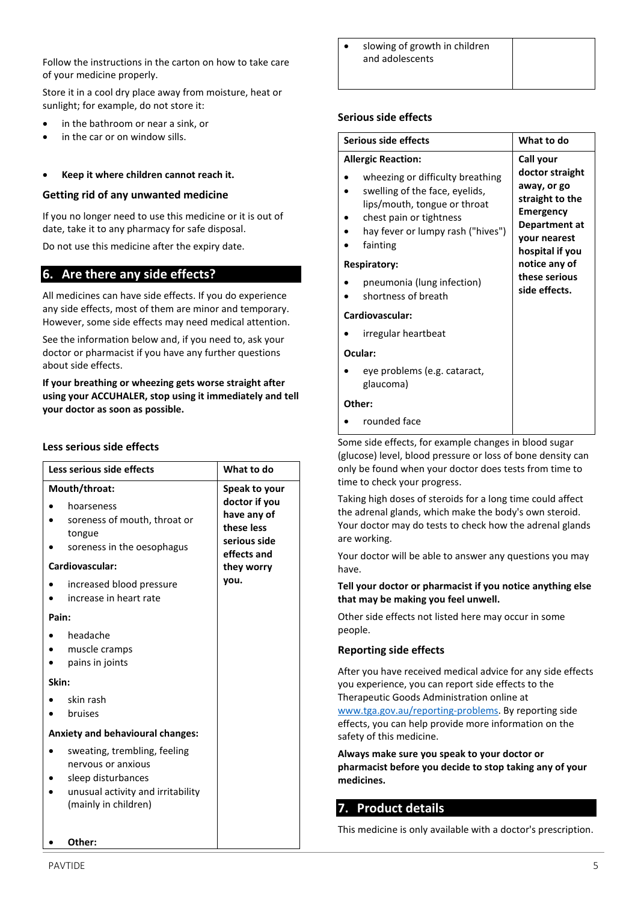Follow the instructions in the carton on how to take care of your medicine properly.

Store it in a cool dry place away from moisture, heat or sunlight; for example, do not store it:

- in the bathroom or near a sink, or
- in the car or on window sills.

- **Keep it where children cannot reach it.**

### Getting rid of any unwanted medicine

If you no longer need to use this medicine or it is out of date, take it to any pharmacy for safe disposal.

Do not use this medicine after the expiry date.

## 6. Are there any side effects?

All medicines can have side effects. If you do experience any side effects, most of them are minor and temporary. However, some side effects may need medical attention.

See the information below and, if you need to, ask your doctor or pharmacist if you have any further questions about side effects.

**If your breathing or wheezing gets worse straight after using your ACCUHALER, stop using it immediately and tell your doctor as soon as possible.**

### Less serious side effects

| Less serious side effects | What to do |
|---|---|
| **Mouth/throat:**<br>• hoarseness<br>• soreness of mouth, throat or tongue<br>• soreness in the oesophagus<br>**Cardiovascular:**<br>• increased blood pressure<br>• increase in heart rate<br>**Pain:**<br>• headache<br>• muscle cramps<br>• pains in joints<br>**Skin:**<br>• skin rash<br>• bruises<br>**Anxiety and behavioural changes:**<br>• sweating, trembling, feeling nervous or anxious<br>• sleep disturbances<br>• unusual activity and irritability (mainly in children)<br>• **Other:**<br>• slowing of growth in children and adolescents | **Speak to your doctor if you have any of these less serious side effects and they worry you.** |

### Serious side effects

| Serious side effects | What to do |
|---|---|
| **Allergic Reaction:**<br>• wheezing or difficulty breathing<br>• swelling of the face, eyelids, lips/mouth, tongue or throat<br>• chest pain or tightness<br>• hay fever or lumpy rash ("hives")<br>• fainting<br>**Respiratory:**<br>• pneumonia (lung infection)<br>• shortness of breath<br>**Cardiovascular:**<br>• irregular heartbeat<br>**Ocular:**<br>• eye problems (e.g. cataract, glaucoma)<br>**Other:**<br>• rounded face | **Call your doctor straight away, or go straight to the Emergency Department at your nearest hospital if you notice any of these serious side effects.** |

Some side effects, for example changes in blood sugar (glucose) level, blood pressure or loss of bone density can only be found when your doctor does tests from time to time to check your progress.

Taking high doses of steroids for a long time could affect the adrenal glands, which make the body's own steroid. Your doctor may do tests to check how the adrenal glands are working.

Your doctor will be able to answer any questions you may have.

**Tell your doctor or pharmacist if you notice anything else that may be making you feel unwell.**

Other side effects not listed here may occur in some people.

### Reporting side effects

After you have received medical advice for any side effects you experience, you can report side effects to the Therapeutic Goods Administration online at www.tga.gov.au/reporting-problems. By reporting side effects, you can help provide more information on the safety of this medicine.

**Always make sure you speak to your doctor or pharmacist before you decide to stop taking any of your medicines.**

## 7. Product details

This medicine is only available with a doctor's prescription.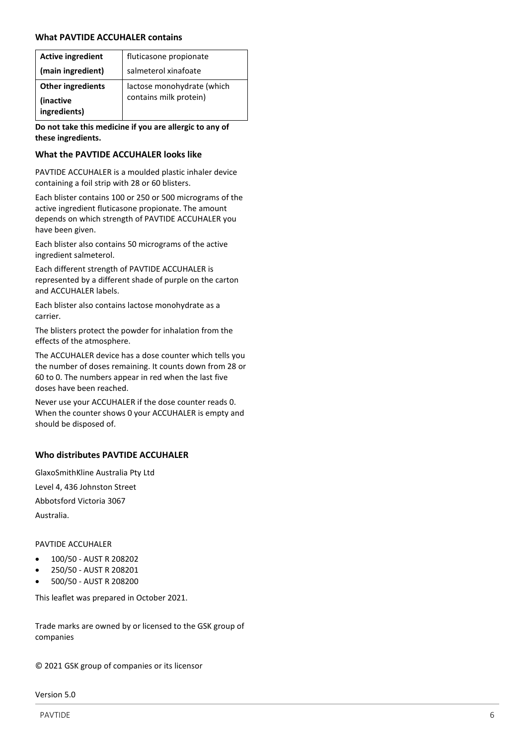### What PAVTIDE ACCUHALER contains

| | |
|---|---|
| **Active ingredient (main ingredient)** | fluticasone propionate<br>salmeterol xinafoate |
| **Other ingredients (inactive ingredients)** | lactose monohydrate (which contains milk protein) |

**Do not take this medicine if you are allergic to any of these ingredients.**

### What the PAVTIDE ACCUHALER looks like

PAVTIDE ACCUHALER is a moulded plastic inhaler device containing a foil strip with 28 or 60 blisters.

Each blister contains 100 or 250 or 500 micrograms of the active ingredient fluticasone propionate. The amount depends on which strength of PAVTIDE ACCUHALER you have been given.

Each blister also contains 50 micrograms of the active ingredient salmeterol.

Each different strength of PAVTIDE ACCUHALER is represented by a different shade of purple on the carton and ACCUHALER labels.

Each blister also contains lactose monohydrate as a carrier.

The blisters protect the powder for inhalation from the effects of the atmosphere.

The ACCUHALER device has a dose counter which tells you the number of doses remaining. It counts down from 28 or 60 to 0. The numbers appear in red when the last five doses have been reached.

Never use your ACCUHALER if the dose counter reads 0. When the counter shows 0 your ACCUHALER is empty and should be disposed of.

### Who distributes PAVTIDE ACCUHALER

GlaxoSmithKline Australia Pty Ltd

Level 4, 436 Johnston Street

Abbotsford Victoria 3067

Australia.

PAVTIDE ACCUHALER

- 100/50 - AUST R 208202
- 250/50 - AUST R 208201
- 500/50 - AUST R 208200

This leaflet was prepared in October 2021.

Trade marks are owned by or licensed to the GSK group of companies

© 2021 GSK group of companies or its licensor

Version 5.0